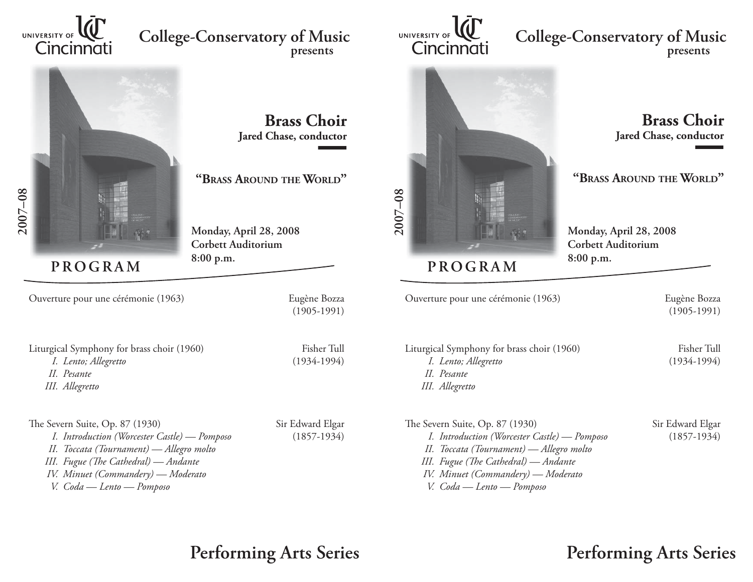University of Cincinnati

## College-Conservatory of Music
presents

2007–08

# Brass Choir
**Jared Chase, conductor**

## "Brass Around the World"

**Monday, April 28, 2008**
**Corbett Auditorium**
**8:00 p.m.**

## PROGRAM

Ouverture pour une cérémonie (1963) — Eugène Bozza (1905-1991)

Liturgical Symphony for brass choir (1960) — Fisher Tull (1934-1994)

*I. Lento; Allegretto*
*II. Pesante*
*III. Allegretto*

The Severn Suite, Op. 87 (1930) — Sir Edward Elgar (1857-1934)

*I. Introduction (Worcester Castle) — Pomposo*
*II. Toccata (Tournament) — Allegro molto*
*III. Fugue (The Cathedral) — Andante*
*IV. Minuet (Commandery) — Moderato*
*V. Coda — Lento — Pomposo*

## Performing Arts Series

University of Cincinnati

## College-Conservatory of Music
presents

2007–08

# Brass Choir
**Jared Chase, conductor**

## "Brass Around the World"

**Monday, April 28, 2008**
**Corbett Auditorium**
**8:00 p.m.**

## PROGRAM

Ouverture pour une cérémonie (1963) — Eugène Bozza (1905-1991)

Liturgical Symphony for brass choir (1960) — Fisher Tull (1934-1994)

*I. Lento; Allegretto*
*II. Pesante*
*III. Allegretto*

The Severn Suite, Op. 87 (1930) — Sir Edward Elgar (1857-1934)

*I. Introduction (Worcester Castle) — Pomposo*
*II. Toccata (Tournament) — Allegro molto*
*III. Fugue (The Cathedral) — Andante*
*IV. Minuet (Commandery) — Moderato*
*V. Coda — Lento — Pomposo*

## Performing Arts Series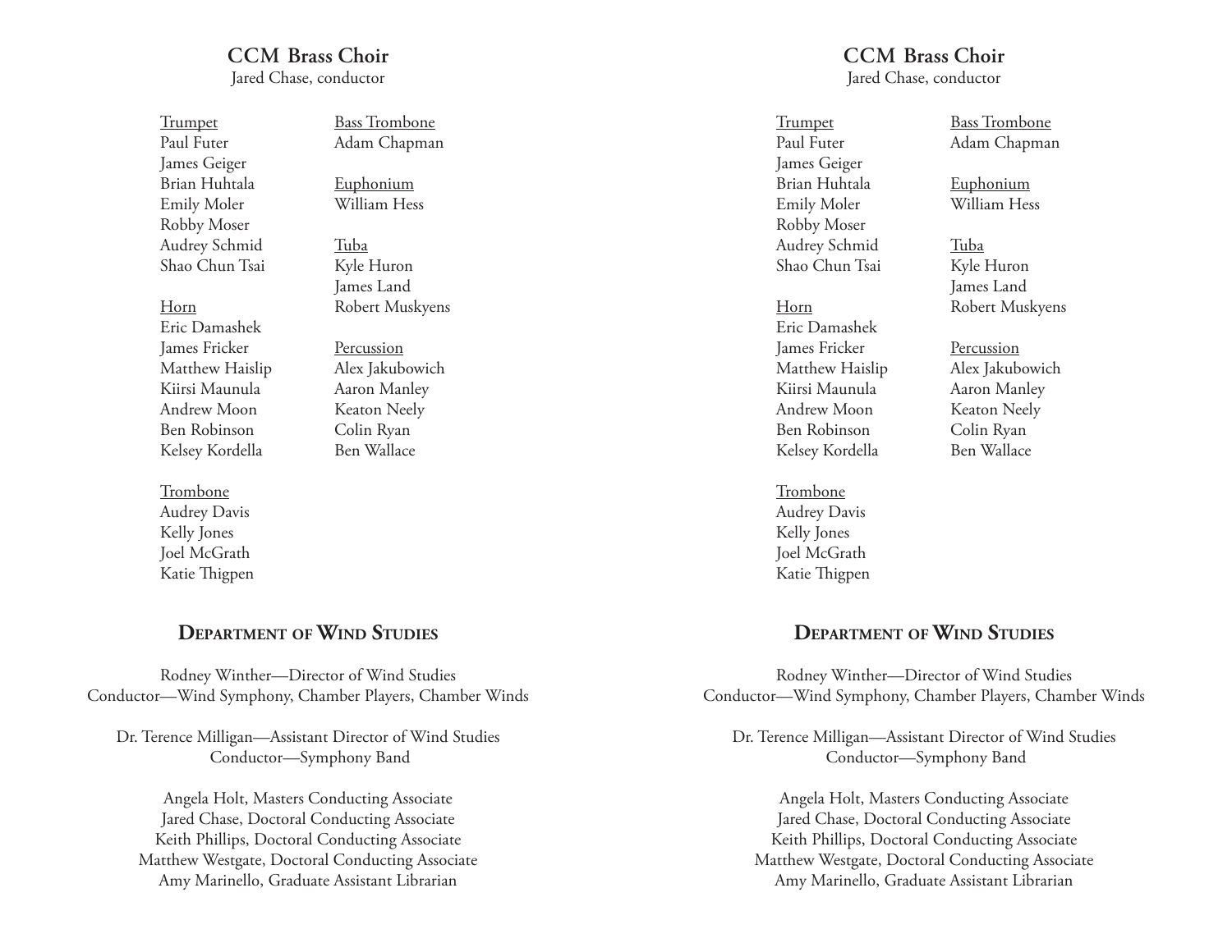## CCM Brass Choir

Jared Chase, conductor

Trumpet
Paul Futer
James Geiger
Brian Huhtala
Emily Moler
Robby Moser
Audrey Schmid
Shao Chun Tsai

Horn
Eric Damashek
James Fricker
Matthew Haislip
Kiirsi Maunula
Andrew Moon
Ben Robinson
Kelsey Kordella

Trombone
Audrey Davis
Kelly Jones
Joel McGrath
Katie Thigpen

Bass Trombone
Adam Chapman

Euphonium
William Hess

Tuba
Kyle Huron
James Land
Robert Muskyens

Percussion
Alex Jakubowich
Aaron Manley
Keaton Neely
Colin Ryan
Ben Wallace

## Department of Wind Studies

Rodney Winther—Director of Wind Studies
Conductor—Wind Symphony, Chamber Players, Chamber Winds

Dr. Terence Milligan—Assistant Director of Wind Studies
Conductor—Symphony Band

Angela Holt, Masters Conducting Associate
Jared Chase, Doctoral Conducting Associate
Keith Phillips, Doctoral Conducting Associate
Matthew Westgate, Doctoral Conducting Associate
Amy Marinello, Graduate Assistant Librarian

## CCM Brass Choir

Jared Chase, conductor

Trumpet
Paul Futer
James Geiger
Brian Huhtala
Emily Moler
Robby Moser
Audrey Schmid
Shao Chun Tsai

Horn
Eric Damashek
James Fricker
Matthew Haislip
Kiirsi Maunula
Andrew Moon
Ben Robinson
Kelsey Kordella

Trombone
Audrey Davis
Kelly Jones
Joel McGrath
Katie Thigpen

Bass Trombone
Adam Chapman

Euphonium
William Hess

Tuba
Kyle Huron
James Land
Robert Muskyens

Percussion
Alex Jakubowich
Aaron Manley
Keaton Neely
Colin Ryan
Ben Wallace

## Department of Wind Studies

Rodney Winther—Director of Wind Studies
Conductor—Wind Symphony, Chamber Players, Chamber Winds

Dr. Terence Milligan—Assistant Director of Wind Studies
Conductor—Symphony Band

Angela Holt, Masters Conducting Associate
Jared Chase, Doctoral Conducting Associate
Keith Phillips, Doctoral Conducting Associate
Matthew Westgate, Doctoral Conducting Associate
Amy Marinello, Graduate Assistant Librarian